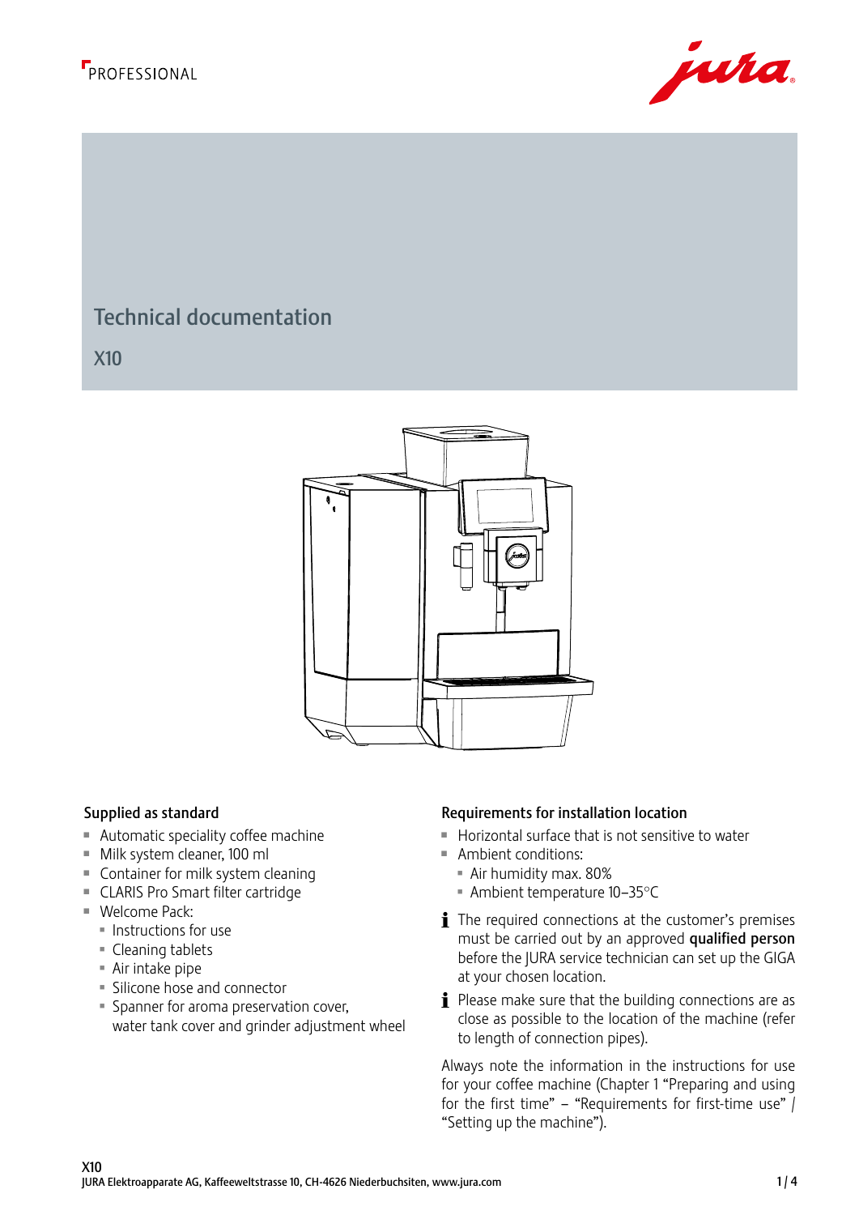PROFESSIONAL

# Technical documentation

## X10

### Supplied as standard

- Automatic speciality coffee machine
- Milk system cleaner, 100 ml
- Container for milk system cleaning
- CLARIS Pro Smart filter cartridge
- Welcome Pack:
  - Instructions for use
  - Cleaning tablets
  - Air intake pipe
  - Silicone hose and connector
  - Spanner for aroma preservation cover, water tank cover and grinder adjustment wheel

### Requirements for installation location

- Horizontal surface that is not sensitive to water
- Ambient conditions:
  - Air humidity max. 80%
  - Ambient temperature 10–35°C

ℹ The required connections at the customer's premises must be carried out by an approved **qualified person** before the JURA service technician can set up the GIGA at your chosen location.

ℹ Please make sure that the building connections are as close as possible to the location of the machine (refer to length of connection pipes).

Always note the information in the instructions for use for your coffee machine (Chapter 1 "Preparing and using for the first time" – "Requirements for first-time use" / "Setting up the machine").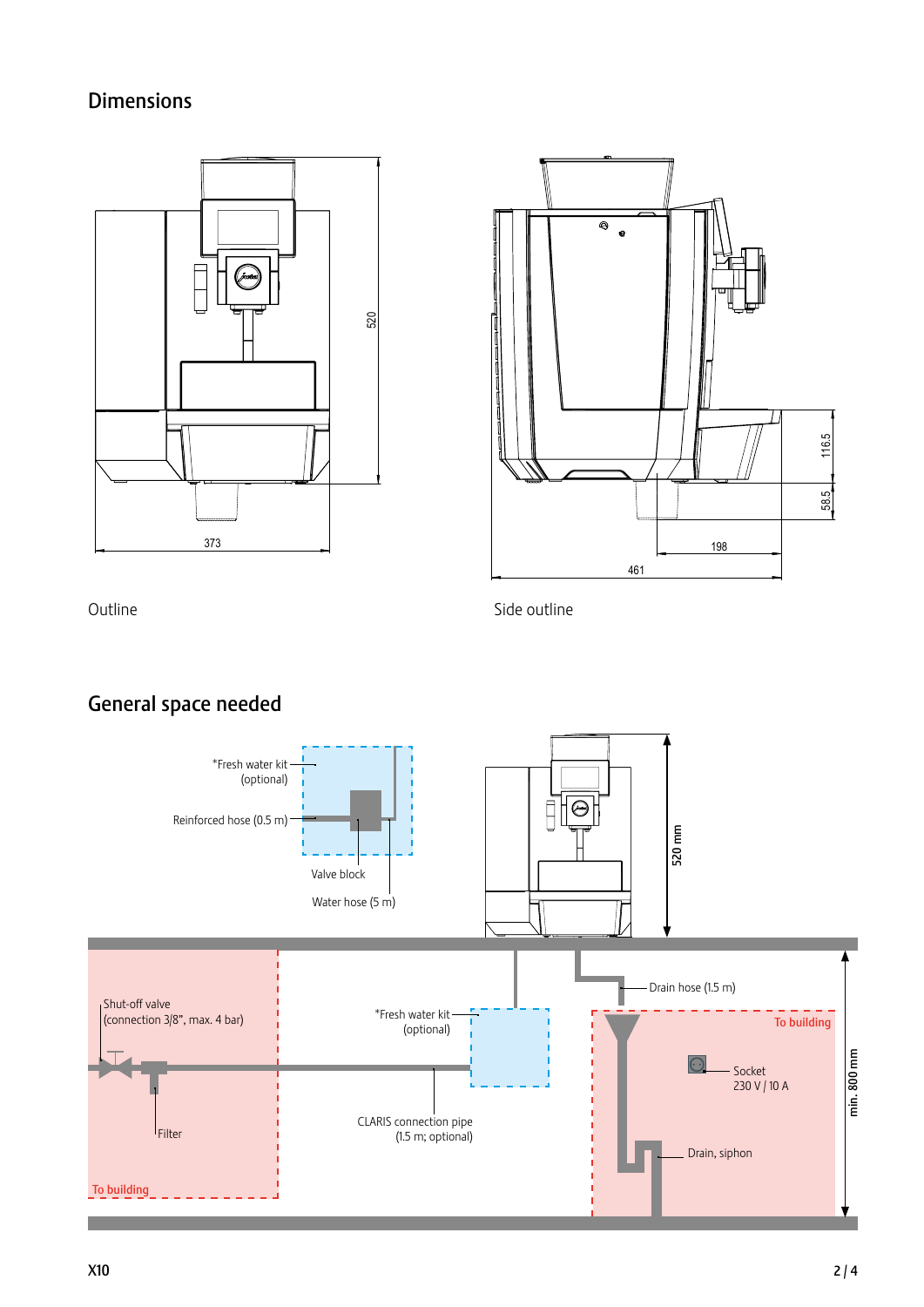## Dimensions

520

373

Outline

116.5

58.5

198

461

Side outline

## General space needed

*Fresh water kit (optional)

Reinforced hose (0.5 m)

Valve block

Water hose (5 m)

520 mm

Drain hose (1.5 m)

To building

Shut-off valve (connection 3/8", max. 4 bar)

*Fresh water kit (optional)

Socket 230 V / 10 A

min. 800 mm

Filter

CLARIS connection pipe (1.5 m; optional)

Drain, siphon

To building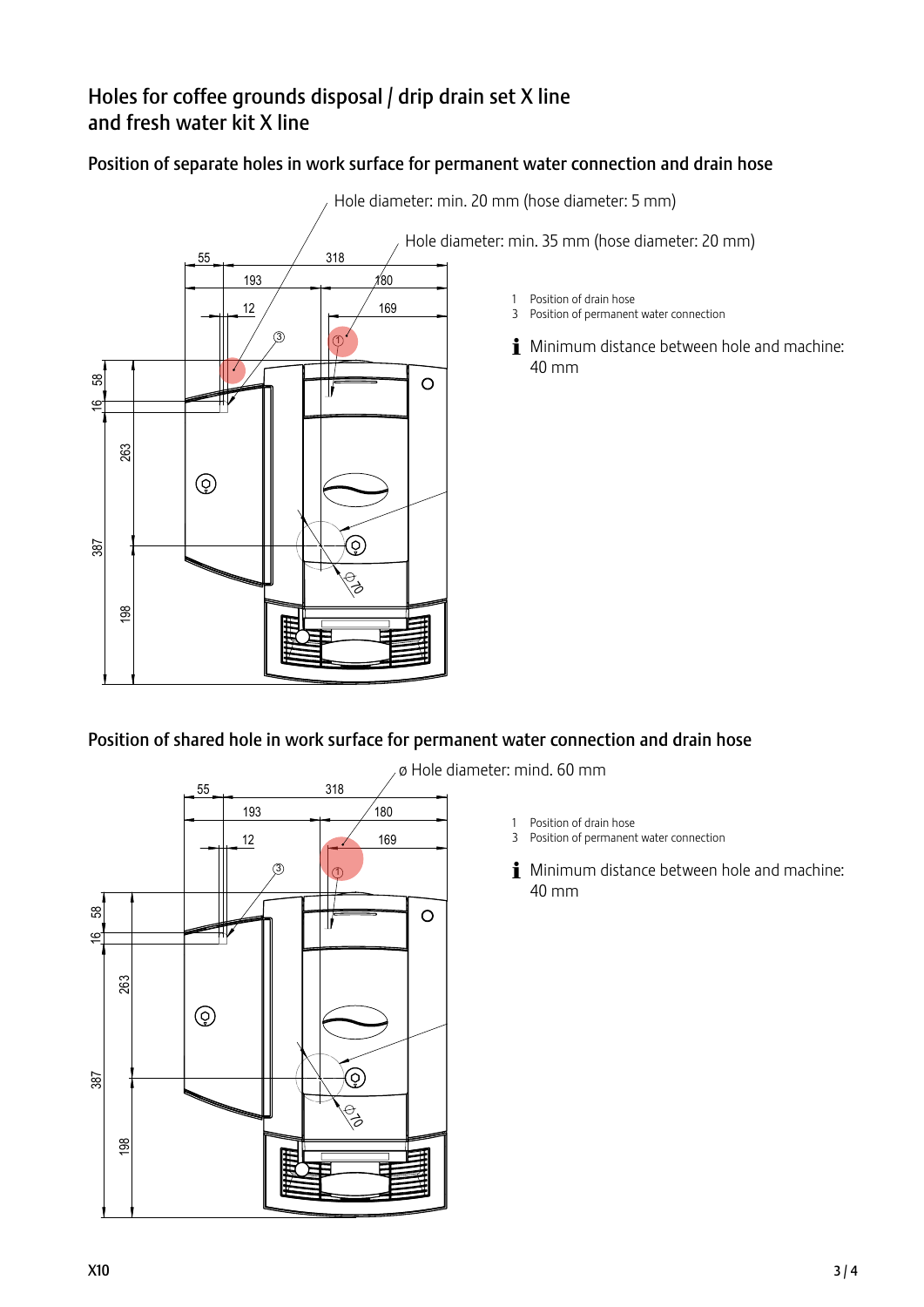# Holes for coffee grounds disposal / drip drain set X line and fresh water kit X line

## Position of separate holes in work surface for permanent water connection and drain hose

Hole diameter: min. 20 mm (hose diameter: 5 mm)

Hole diameter: min. 35 mm (hose diameter: 20 mm)

1 Position of drain hose
3 Position of permanent water connection

Minimum distance between hole and machine: 40 mm

## Position of shared hole in work surface for permanent water connection and drain hose

ø Hole diameter: mind. 60 mm

1 Position of drain hose
3 Position of permanent water connection

Minimum distance between hole and machine: 40 mm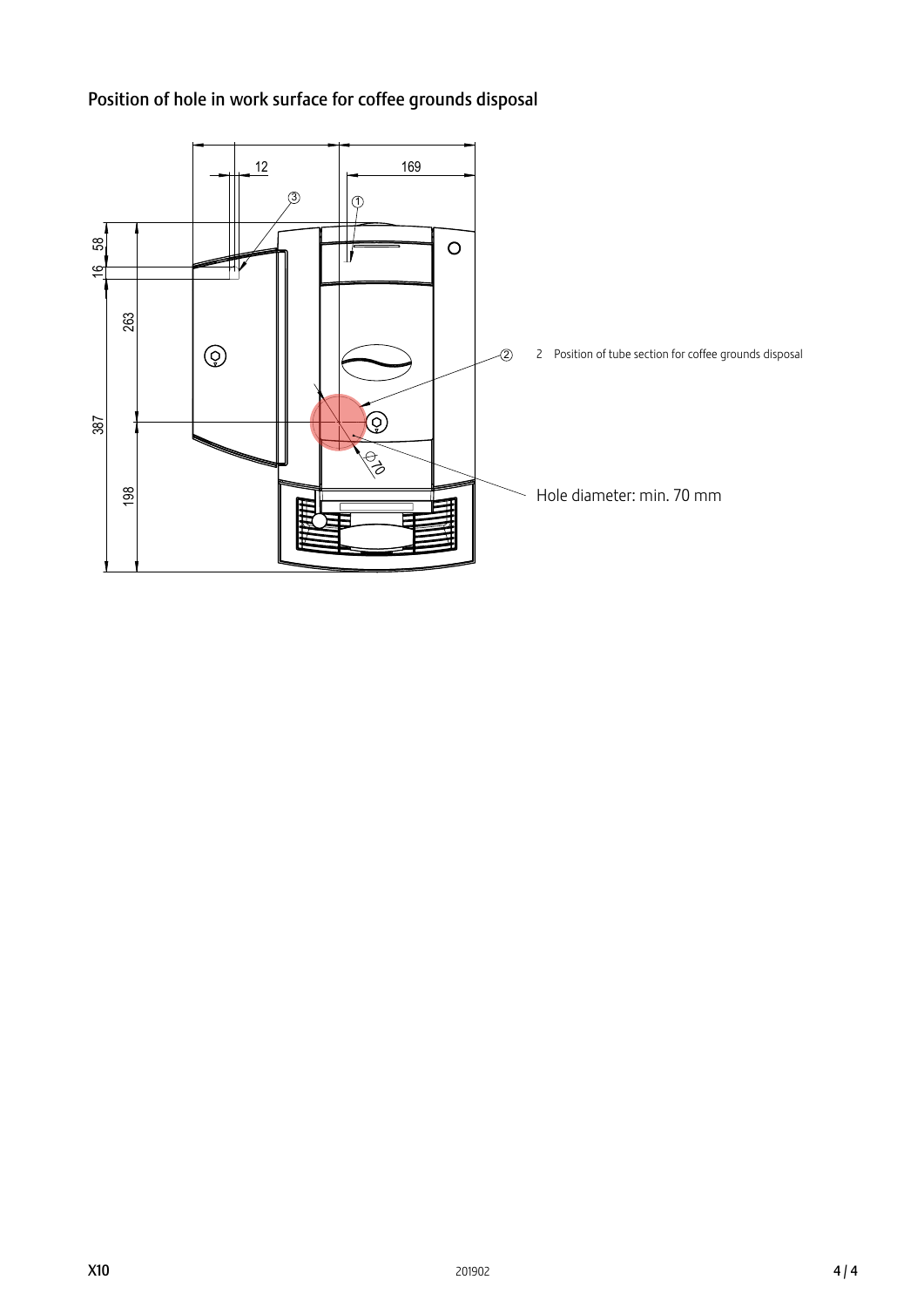## Position of hole in work surface for coffee grounds disposal

12

169

58

16

263

387

198

⌀70

2 Position of tube section for coffee grounds disposal

Hole diameter: min. 70 mm